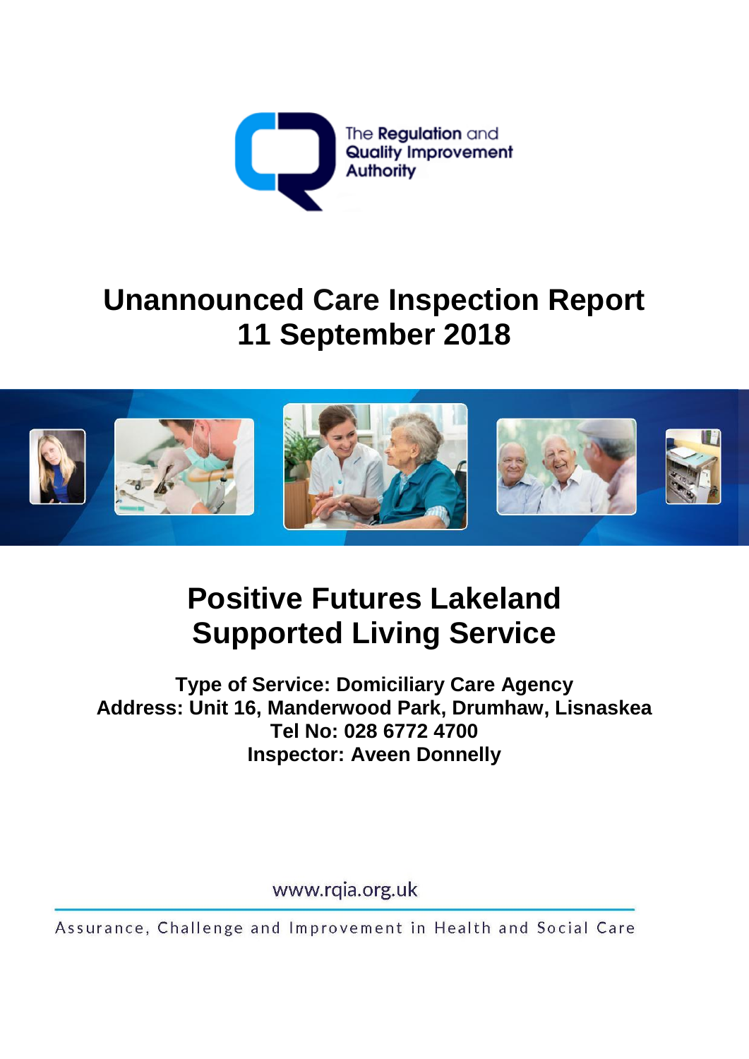The Regulation and Quality Improvement Authority

# Unannounced Care Inspection Report
# 11 September 2018

## Positive Futures Lakeland Supported Living Service

**Type of Service: Domiciliary Care Agency**
**Address: Unit 16, Manderwood Park, Drumhaw, Lisnaskea**
**Tel No: 028 6772 4700**
**Inspector: Aveen Donnelly**

www.rqia.org.uk

Assurance, Challenge and Improvement in Health and Social Care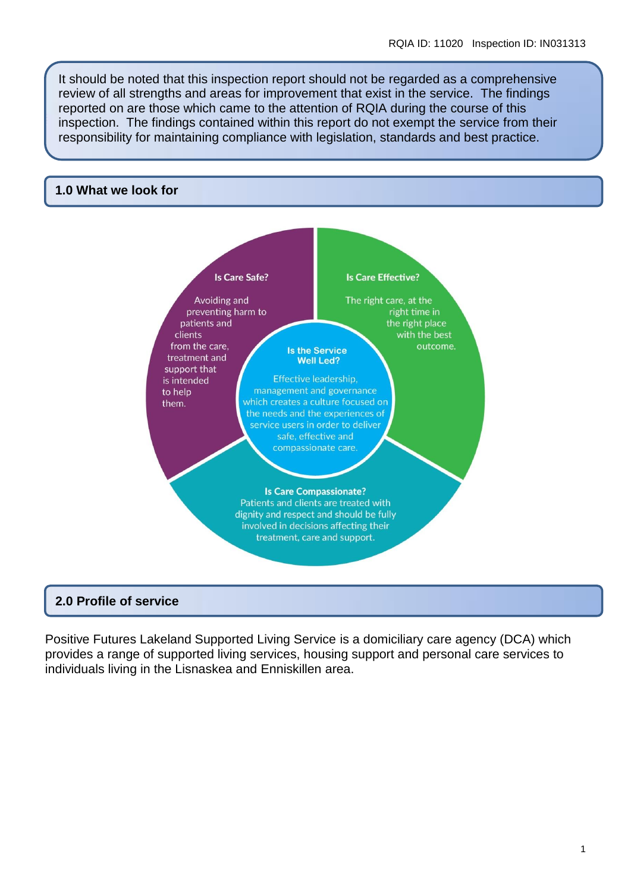It should be noted that this inspection report should not be regarded as a comprehensive review of all strengths and areas for improvement that exist in the service. The findings reported on are those which came to the attention of RQIA during the course of this inspection. The findings contained within this report do not exempt the service from their responsibility for maintaining compliance with legislation, standards and best practice.

## 1.0 What we look for

**Is Care Safe?**

Avoiding and preventing harm to patients and clients from the care, treatment and support that is intended to help them.

**Is Care Effective?**

The right care, at the right time in the right place with the best outcome.

**Is the Service Well Led?**

Effective leadership, management and governance which creates a culture focused on the needs and the experiences of service users in order to deliver safe, effective and compassionate care.

**Is Care Compassionate?**

Patients and clients are treated with dignity and respect and should be fully involved in decisions affecting their treatment, care and support.

## 2.0 Profile of service

Positive Futures Lakeland Supported Living Service is a domiciliary care agency (DCA) which provides a range of supported living services, housing support and personal care services to individuals living in the Lisnaskea and Enniskillen area.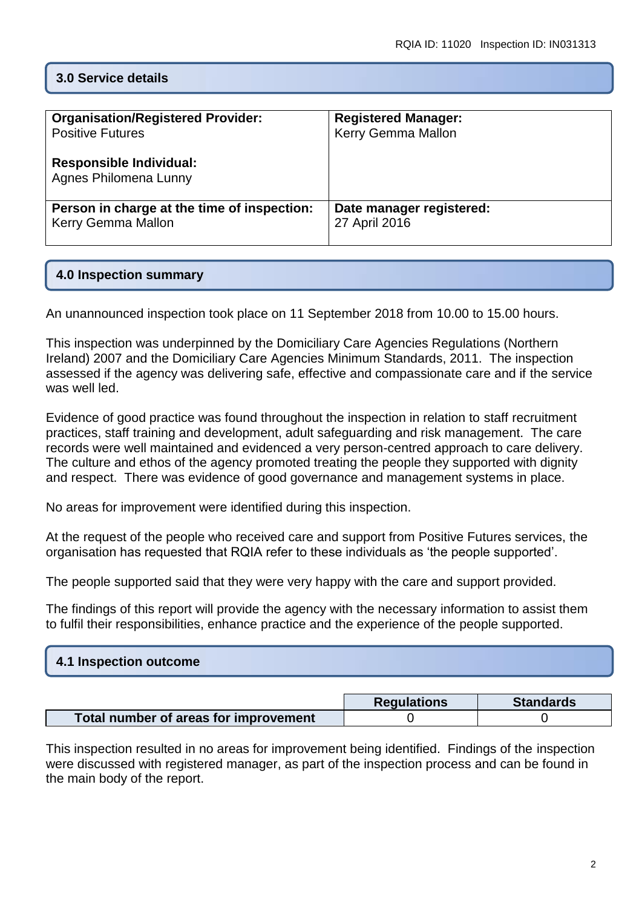## 3.0 Service details

| **Organisation/Registered Provider:**<br>Positive Futures<br><br>**Responsible Individual:**<br>Agnes Philomena Lunny | **Registered Manager:**<br>Kerry Gemma Mallon |
|---|---|
| **Person in charge at the time of inspection:**<br>Kerry Gemma Mallon | **Date manager registered:**<br>27 April 2016 |

## 4.0 Inspection summary

An unannounced inspection took place on 11 September 2018 from 10.00 to 15.00 hours.

This inspection was underpinned by the Domiciliary Care Agencies Regulations (Northern Ireland) 2007 and the Domiciliary Care Agencies Minimum Standards, 2011. The inspection assessed if the agency was delivering safe, effective and compassionate care and if the service was well led.

Evidence of good practice was found throughout the inspection in relation to staff recruitment practices, staff training and development, adult safeguarding and risk management. The care records were well maintained and evidenced a very person-centred approach to care delivery. The culture and ethos of the agency promoted treating the people they supported with dignity and respect. There was evidence of good governance and management systems in place.

No areas for improvement were identified during this inspection.

At the request of the people who received care and support from Positive Futures services, the organisation has requested that RQIA refer to these individuals as 'the people supported'.

The people supported said that they were very happy with the care and support provided.

The findings of this report will provide the agency with the necessary information to assist them to fulfil their responsibilities, enhance practice and the experience of the people supported.

## 4.1 Inspection outcome

| | Regulations | Standards |
|---|---|---|
| **Total number of areas for improvement** | 0 | 0 |

This inspection resulted in no areas for improvement being identified. Findings of the inspection were discussed with registered manager, as part of the inspection process and can be found in the main body of the report.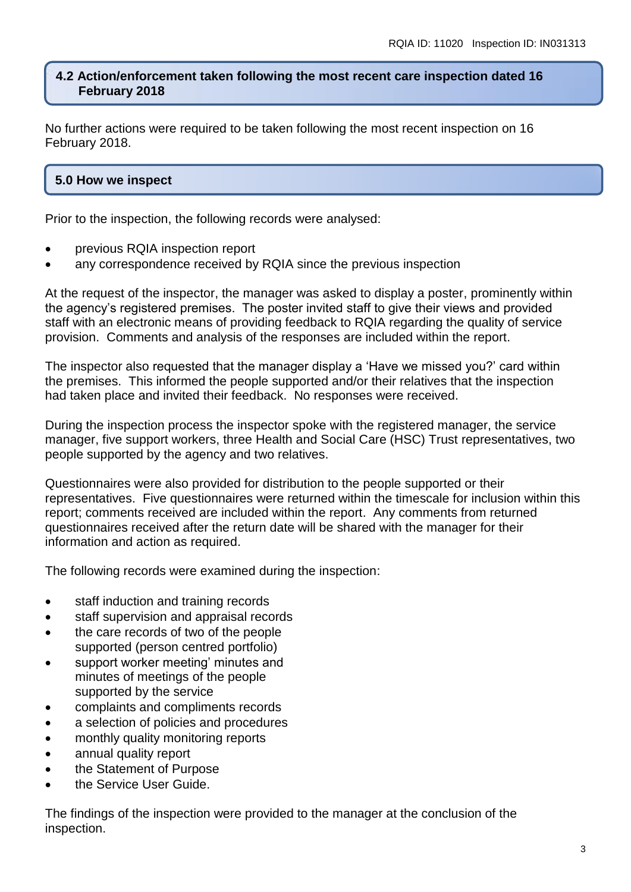## 4.2 Action/enforcement taken following the most recent care inspection dated 16 February 2018

No further actions were required to be taken following the most recent inspection on 16 February 2018.

## 5.0 How we inspect

Prior to the inspection, the following records were analysed:

- previous RQIA inspection report
- any correspondence received by RQIA since the previous inspection

At the request of the inspector, the manager was asked to display a poster, prominently within the agency's registered premises. The poster invited staff to give their views and provided staff with an electronic means of providing feedback to RQIA regarding the quality of service provision. Comments and analysis of the responses are included within the report.

The inspector also requested that the manager display a 'Have we missed you?' card within the premises. This informed the people supported and/or their relatives that the inspection had taken place and invited their feedback. No responses were received.

During the inspection process the inspector spoke with the registered manager, the service manager, five support workers, three Health and Social Care (HSC) Trust representatives, two people supported by the agency and two relatives.

Questionnaires were also provided for distribution to the people supported or their representatives. Five questionnaires were returned within the timescale for inclusion within this report; comments received are included within the report. Any comments from returned questionnaires received after the return date will be shared with the manager for their information and action as required.

The following records were examined during the inspection:

- staff induction and training records
- staff supervision and appraisal records
- the care records of two of the people supported (person centred portfolio)
- support worker meeting' minutes and minutes of meetings of the people supported by the service
- complaints and compliments records
- a selection of policies and procedures
- monthly quality monitoring reports
- annual quality report
- the Statement of Purpose
- the Service User Guide.

The findings of the inspection were provided to the manager at the conclusion of the inspection.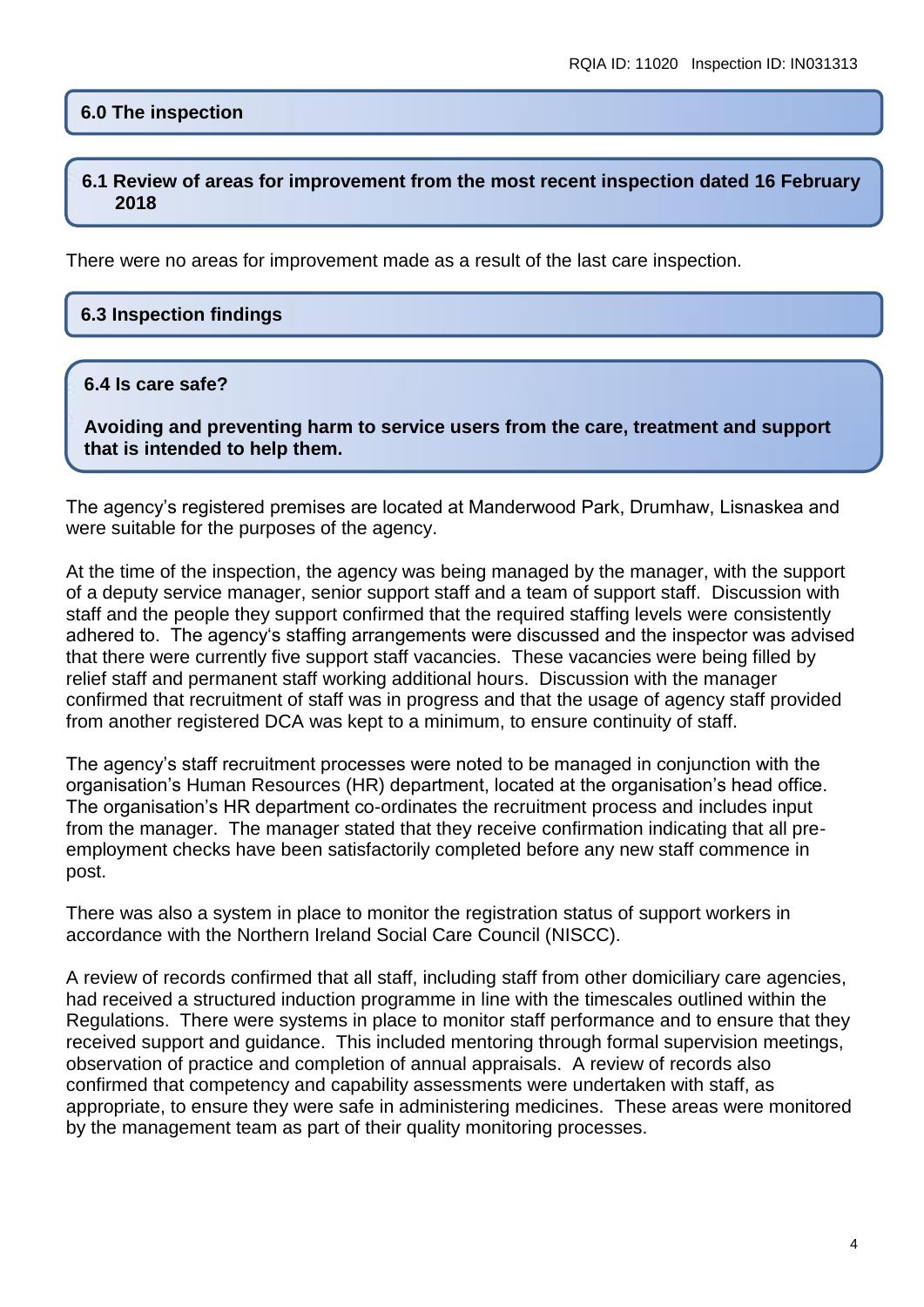## 6.0 The inspection

### 6.1 Review of areas for improvement from the most recent inspection dated 16 February 2018

There were no areas for improvement made as a result of the last care inspection.

### 6.3 Inspection findings

### 6.4 Is care safe?

**Avoiding and preventing harm to service users from the care, treatment and support that is intended to help them.**

The agency's registered premises are located at Manderwood Park, Drumhaw, Lisnaskea and were suitable for the purposes of the agency.

At the time of the inspection, the agency was being managed by the manager, with the support of a deputy service manager, senior support staff and a team of support staff. Discussion with staff and the people they support confirmed that the required staffing levels were consistently adhered to. The agency's staffing arrangements were discussed and the inspector was advised that there were currently five support staff vacancies. These vacancies were being filled by relief staff and permanent staff working additional hours. Discussion with the manager confirmed that recruitment of staff was in progress and that the usage of agency staff provided from another registered DCA was kept to a minimum, to ensure continuity of staff.

The agency's staff recruitment processes were noted to be managed in conjunction with the organisation's Human Resources (HR) department, located at the organisation's head office. The organisation's HR department co-ordinates the recruitment process and includes input from the manager. The manager stated that they receive confirmation indicating that all pre-employment checks have been satisfactorily completed before any new staff commence in post.

There was also a system in place to monitor the registration status of support workers in accordance with the Northern Ireland Social Care Council (NISCC).

A review of records confirmed that all staff, including staff from other domiciliary care agencies, had received a structured induction programme in line with the timescales outlined within the Regulations. There were systems in place to monitor staff performance and to ensure that they received support and guidance. This included mentoring through formal supervision meetings, observation of practice and completion of annual appraisals. A review of records also confirmed that competency and capability assessments were undertaken with staff, as appropriate, to ensure they were safe in administering medicines. These areas were monitored by the management team as part of their quality monitoring processes.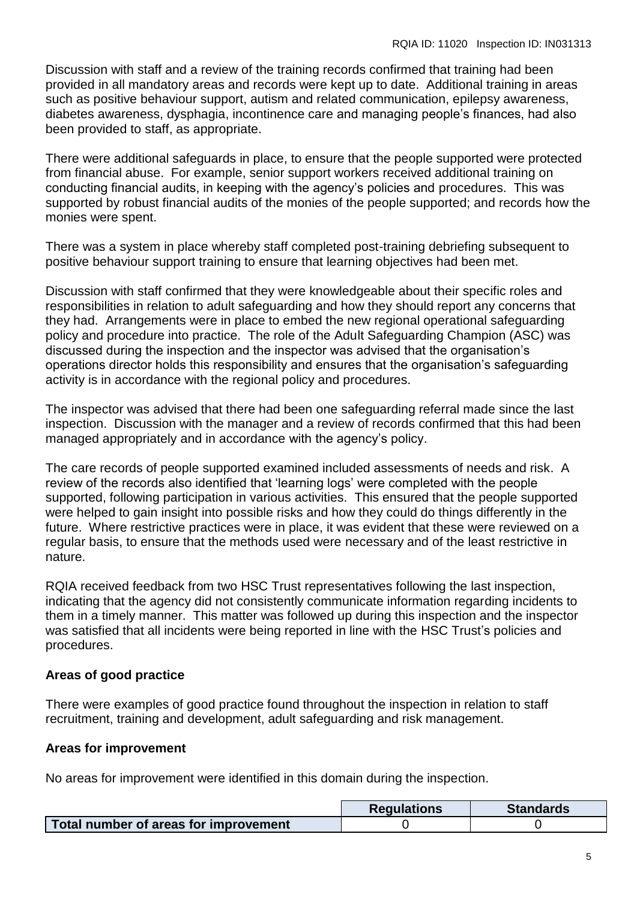Discussion with staff and a review of the training records confirmed that training had been provided in all mandatory areas and records were kept up to date. Additional training in areas such as positive behaviour support, autism and related communication, epilepsy awareness, diabetes awareness, dysphagia, incontinence care and managing people's finances, had also been provided to staff, as appropriate.

There were additional safeguards in place, to ensure that the people supported were protected from financial abuse. For example, senior support workers received additional training on conducting financial audits, in keeping with the agency's policies and procedures. This was supported by robust financial audits of the monies of the people supported; and records how the monies were spent.

There was a system in place whereby staff completed post-training debriefing subsequent to positive behaviour support training to ensure that learning objectives had been met.

Discussion with staff confirmed that they were knowledgeable about their specific roles and responsibilities in relation to adult safeguarding and how they should report any concerns that they had. Arrangements were in place to embed the new regional operational safeguarding policy and procedure into practice. The role of the Adult Safeguarding Champion (ASC) was discussed during the inspection and the inspector was advised that the organisation's operations director holds this responsibility and ensures that the organisation's safeguarding activity is in accordance with the regional policy and procedures.

The inspector was advised that there had been one safeguarding referral made since the last inspection. Discussion with the manager and a review of records confirmed that this had been managed appropriately and in accordance with the agency's policy.

The care records of people supported examined included assessments of needs and risk. A review of the records also identified that 'learning logs' were completed with the people supported, following participation in various activities. This ensured that the people supported were helped to gain insight into possible risks and how they could do things differently in the future. Where restrictive practices were in place, it was evident that these were reviewed on a regular basis, to ensure that the methods used were necessary and of the least restrictive in nature.

RQIA received feedback from two HSC Trust representatives following the last inspection, indicating that the agency did not consistently communicate information regarding incidents to them in a timely manner. This matter was followed up during this inspection and the inspector was satisfied that all incidents were being reported in line with the HSC Trust's policies and procedures.

**Areas of good practice**

There were examples of good practice found throughout the inspection in relation to staff recruitment, training and development, adult safeguarding and risk management.

**Areas for improvement**

No areas for improvement were identified in this domain during the inspection.

| | Regulations | Standards |
|---|---|---|
| **Total number of areas for improvement** | 0 | 0 |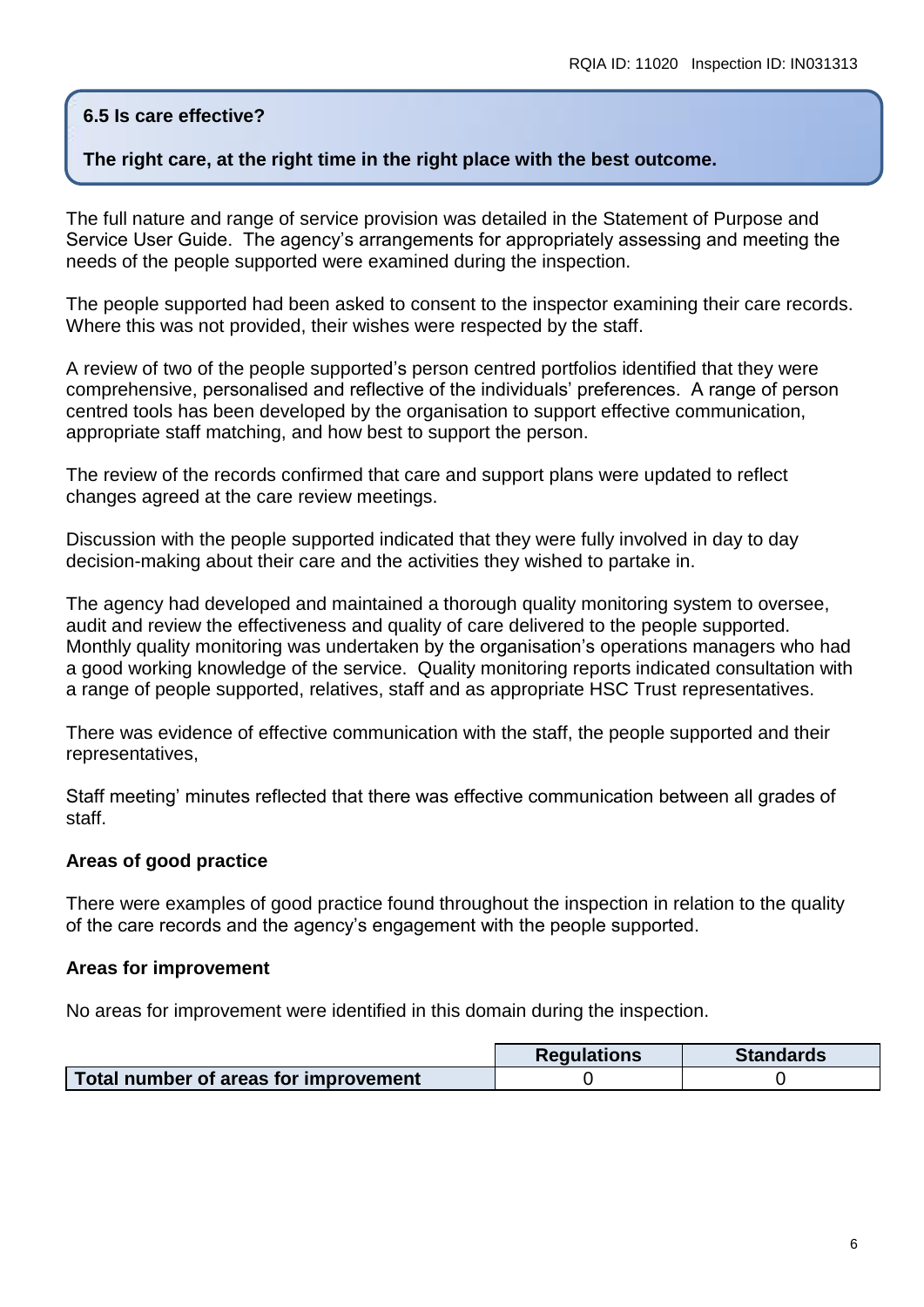## 6.5 Is care effective?

**The right care, at the right time in the right place with the best outcome.**

The full nature and range of service provision was detailed in the Statement of Purpose and Service User Guide. The agency's arrangements for appropriately assessing and meeting the needs of the people supported were examined during the inspection.

The people supported had been asked to consent to the inspector examining their care records. Where this was not provided, their wishes were respected by the staff.

A review of two of the people supported's person centred portfolios identified that they were comprehensive, personalised and reflective of the individuals' preferences. A range of person centred tools has been developed by the organisation to support effective communication, appropriate staff matching, and how best to support the person.

The review of the records confirmed that care and support plans were updated to reflect changes agreed at the care review meetings.

Discussion with the people supported indicated that they were fully involved in day to day decision-making about their care and the activities they wished to partake in.

The agency had developed and maintained a thorough quality monitoring system to oversee, audit and review the effectiveness and quality of care delivered to the people supported. Monthly quality monitoring was undertaken by the organisation's operations managers who had a good working knowledge of the service. Quality monitoring reports indicated consultation with a range of people supported, relatives, staff and as appropriate HSC Trust representatives.

There was evidence of effective communication with the staff, the people supported and their representatives,

Staff meeting' minutes reflected that there was effective communication between all grades of staff.

**Areas of good practice**

There were examples of good practice found throughout the inspection in relation to the quality of the care records and the agency's engagement with the people supported.

**Areas for improvement**

No areas for improvement were identified in this domain during the inspection.

| | Regulations | Standards |
|---|---|---|
| **Total number of areas for improvement** | 0 | 0 |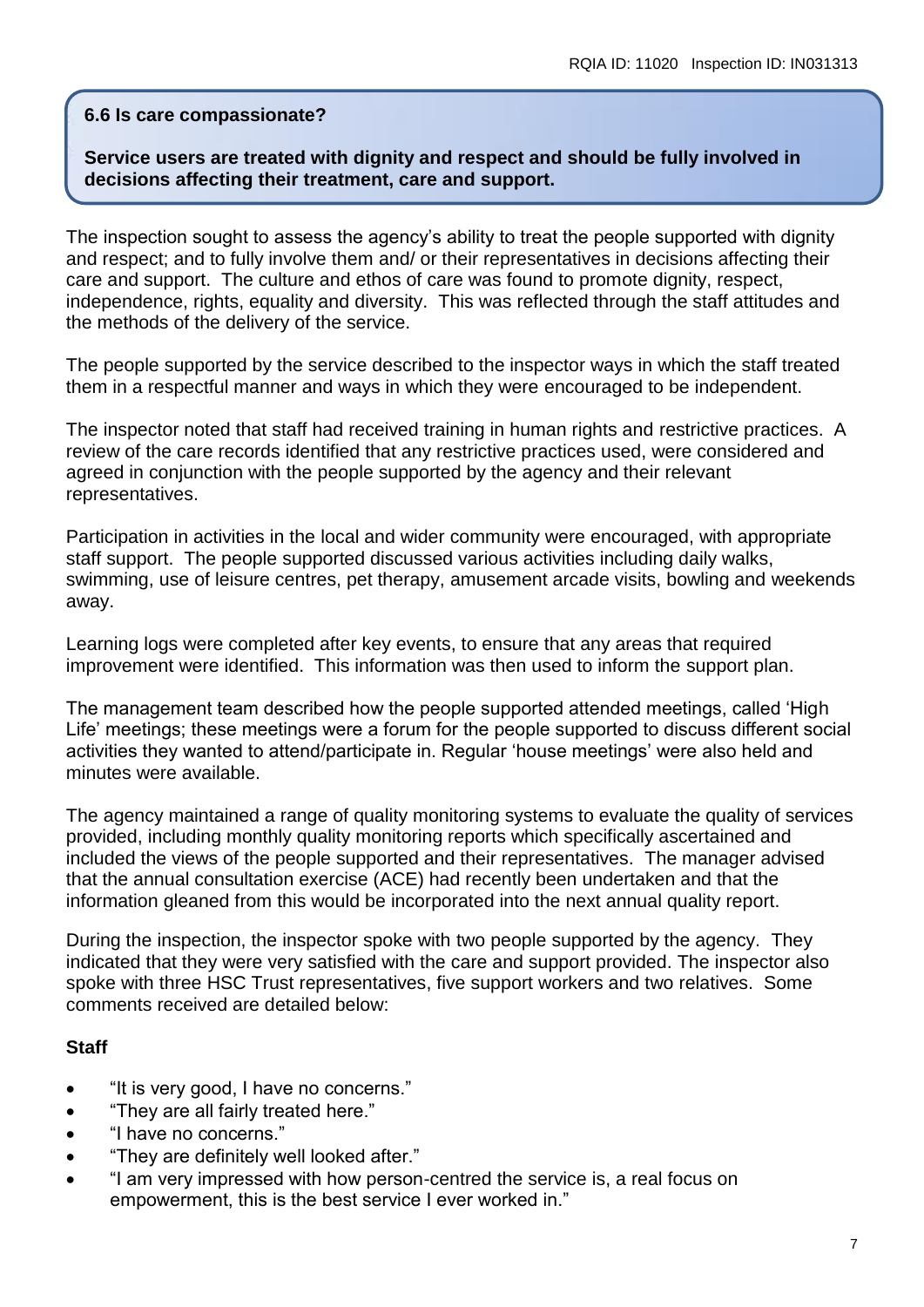**6.6 Is care compassionate?**

**Service users are treated with dignity and respect and should be fully involved in decisions affecting their treatment, care and support.**

The inspection sought to assess the agency's ability to treat the people supported with dignity and respect; and to fully involve them and/ or their representatives in decisions affecting their care and support. The culture and ethos of care was found to promote dignity, respect, independence, rights, equality and diversity. This was reflected through the staff attitudes and the methods of the delivery of the service.

The people supported by the service described to the inspector ways in which the staff treated them in a respectful manner and ways in which they were encouraged to be independent.

The inspector noted that staff had received training in human rights and restrictive practices. A review of the care records identified that any restrictive practices used, were considered and agreed in conjunction with the people supported by the agency and their relevant representatives.

Participation in activities in the local and wider community were encouraged, with appropriate staff support. The people supported discussed various activities including daily walks, swimming, use of leisure centres, pet therapy, amusement arcade visits, bowling and weekends away.

Learning logs were completed after key events, to ensure that any areas that required improvement were identified. This information was then used to inform the support plan.

The management team described how the people supported attended meetings, called 'High Life' meetings; these meetings were a forum for the people supported to discuss different social activities they wanted to attend/participate in. Regular 'house meetings' were also held and minutes were available.

The agency maintained a range of quality monitoring systems to evaluate the quality of services provided, including monthly quality monitoring reports which specifically ascertained and included the views of the people supported and their representatives. The manager advised that the annual consultation exercise (ACE) had recently been undertaken and that the information gleaned from this would be incorporated into the next annual quality report.

During the inspection, the inspector spoke with two people supported by the agency. They indicated that they were very satisfied with the care and support provided. The inspector also spoke with three HSC Trust representatives, five support workers and two relatives. Some comments received are detailed below:

**Staff**

- "It is very good, I have no concerns."
- "They are all fairly treated here."
- "I have no concerns."
- "They are definitely well looked after."
- "I am very impressed with how person-centred the service is, a real focus on empowerment, this is the best service I ever worked in."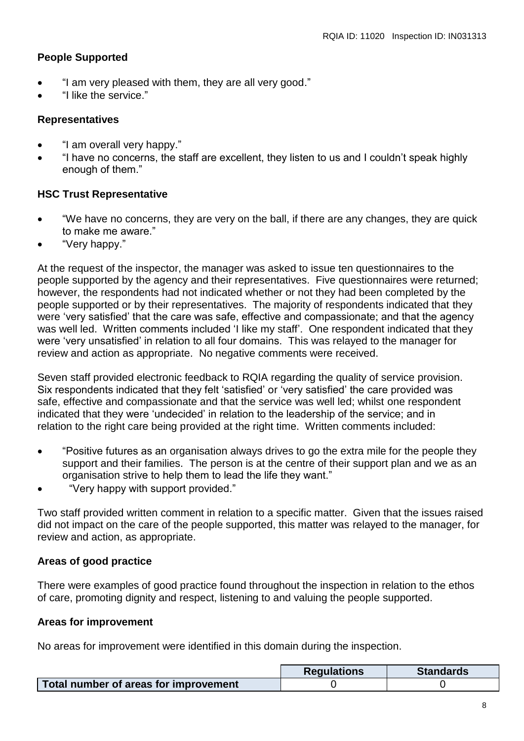**People Supported**

- "I am very pleased with them, they are all very good."
- "I like the service."

**Representatives**

- "I am overall very happy."
- "I have no concerns, the staff are excellent, they listen to us and I couldn't speak highly enough of them."

**HSC Trust Representative**

- "We have no concerns, they are very on the ball, if there are any changes, they are quick to make me aware."
- "Very happy."

At the request of the inspector, the manager was asked to issue ten questionnaires to the people supported by the agency and their representatives. Five questionnaires were returned; however, the respondents had not indicated whether or not they had been completed by the people supported or by their representatives. The majority of respondents indicated that they were 'very satisfied' that the care was safe, effective and compassionate; and that the agency was well led. Written comments included 'I like my staff'. One respondent indicated that they were 'very unsatisfied' in relation to all four domains. This was relayed to the manager for review and action as appropriate. No negative comments were received.

Seven staff provided electronic feedback to RQIA regarding the quality of service provision. Six respondents indicated that they felt 'satisfied' or 'very satisfied' the care provided was safe, effective and compassionate and that the service was well led; whilst one respondent indicated that they were 'undecided' in relation to the leadership of the service; and in relation to the right care being provided at the right time. Written comments included:

- "Positive futures as an organisation always drives to go the extra mile for the people they support and their families. The person is at the centre of their support plan and we as an organisation strive to help them to lead the life they want."
- "Very happy with support provided."

Two staff provided written comment in relation to a specific matter. Given that the issues raised did not impact on the care of the people supported, this matter was relayed to the manager, for review and action, as appropriate.

**Areas of good practice**

There were examples of good practice found throughout the inspection in relation to the ethos of care, promoting dignity and respect, listening to and valuing the people supported.

**Areas for improvement**

No areas for improvement were identified in this domain during the inspection.

| | Regulations | Standards |
|---|---|---|
| **Total number of areas for improvement** | 0 | 0 |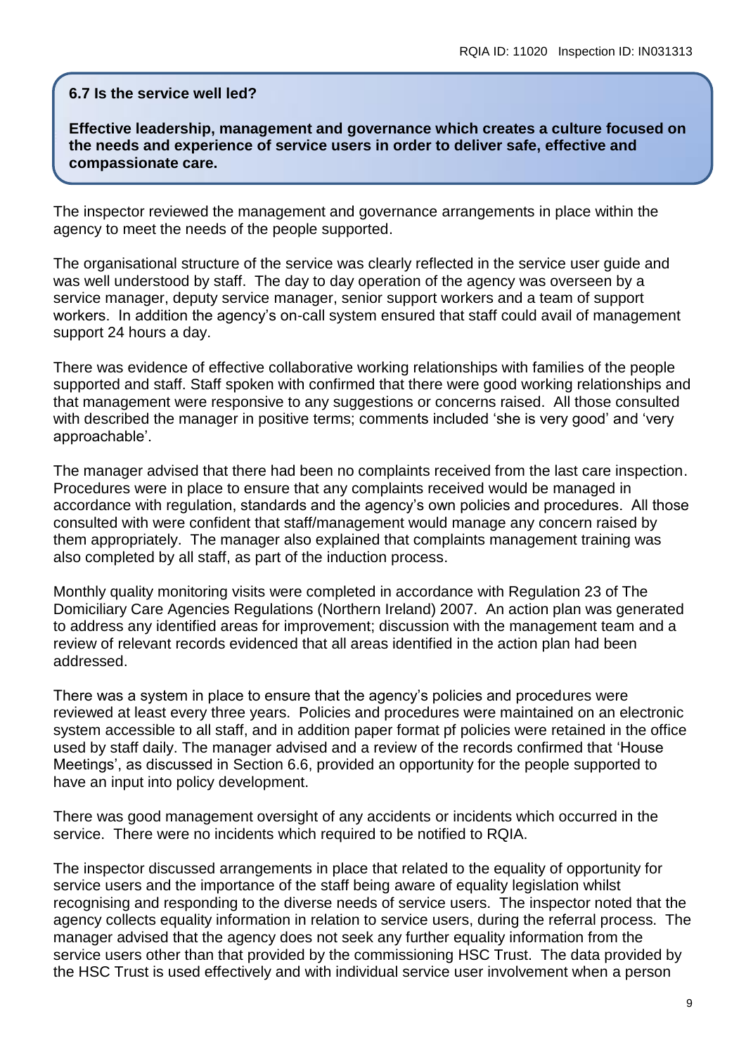### 6.7 Is the service well led?

**Effective leadership, management and governance which creates a culture focused on the needs and experience of service users in order to deliver safe, effective and compassionate care.**

The inspector reviewed the management and governance arrangements in place within the agency to meet the needs of the people supported.

The organisational structure of the service was clearly reflected in the service user guide and was well understood by staff. The day to day operation of the agency was overseen by a service manager, deputy service manager, senior support workers and a team of support workers. In addition the agency's on-call system ensured that staff could avail of management support 24 hours a day.

There was evidence of effective collaborative working relationships with families of the people supported and staff. Staff spoken with confirmed that there were good working relationships and that management were responsive to any suggestions or concerns raised. All those consulted with described the manager in positive terms; comments included 'she is very good' and 'very approachable'.

The manager advised that there had been no complaints received from the last care inspection. Procedures were in place to ensure that any complaints received would be managed in accordance with regulation, standards and the agency's own policies and procedures. All those consulted with were confident that staff/management would manage any concern raised by them appropriately. The manager also explained that complaints management training was also completed by all staff, as part of the induction process.

Monthly quality monitoring visits were completed in accordance with Regulation 23 of The Domiciliary Care Agencies Regulations (Northern Ireland) 2007. An action plan was generated to address any identified areas for improvement; discussion with the management team and a review of relevant records evidenced that all areas identified in the action plan had been addressed.

There was a system in place to ensure that the agency's policies and procedures were reviewed at least every three years. Policies and procedures were maintained on an electronic system accessible to all staff, and in addition paper format pf policies were retained in the office used by staff daily. The manager advised and a review of the records confirmed that 'House Meetings', as discussed in Section 6.6, provided an opportunity for the people supported to have an input into policy development.

There was good management oversight of any accidents or incidents which occurred in the service. There were no incidents which required to be notified to RQIA.

The inspector discussed arrangements in place that related to the equality of opportunity for service users and the importance of the staff being aware of equality legislation whilst recognising and responding to the diverse needs of service users. The inspector noted that the agency collects equality information in relation to service users, during the referral process. The manager advised that the agency does not seek any further equality information from the service users other than that provided by the commissioning HSC Trust. The data provided by the HSC Trust is used effectively and with individual service user involvement when a person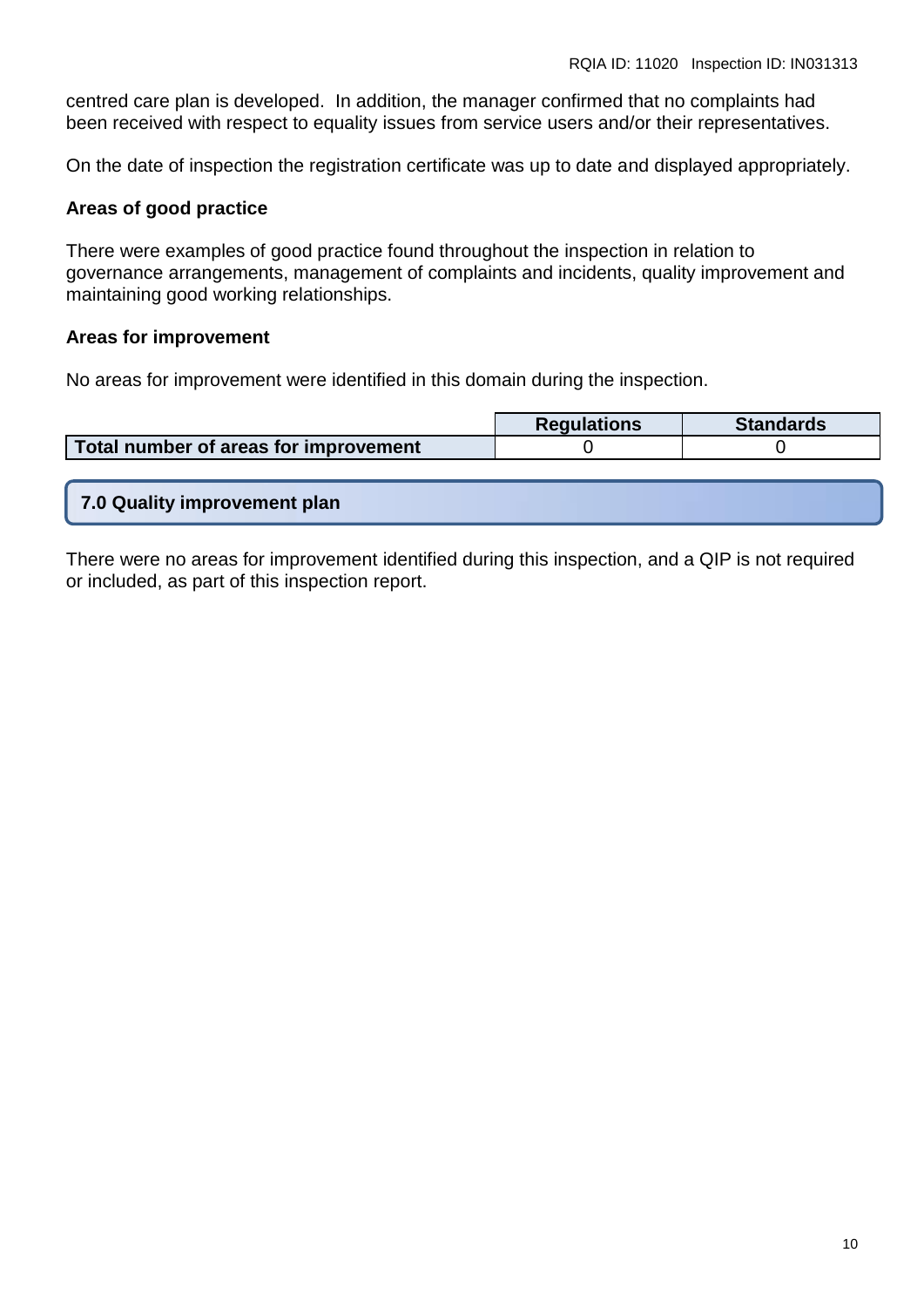centred care plan is developed.  In addition, the manager confirmed that no complaints had been received with respect to equality issues from service users and/or their representatives.

On the date of inspection the registration certificate was up to date and displayed appropriately.

**Areas of good practice**

There were examples of good practice found throughout the inspection in relation to governance arrangements, management of complaints and incidents, quality improvement and maintaining good working relationships.

**Areas for improvement**

No areas for improvement were identified in this domain during the inspection.

| | Regulations | Standards |
|---|---|---|
| **Total number of areas for improvement** | 0 | 0 |

## 7.0 Quality improvement plan

There were no areas for improvement identified during this inspection, and a QIP is not required or included, as part of this inspection report.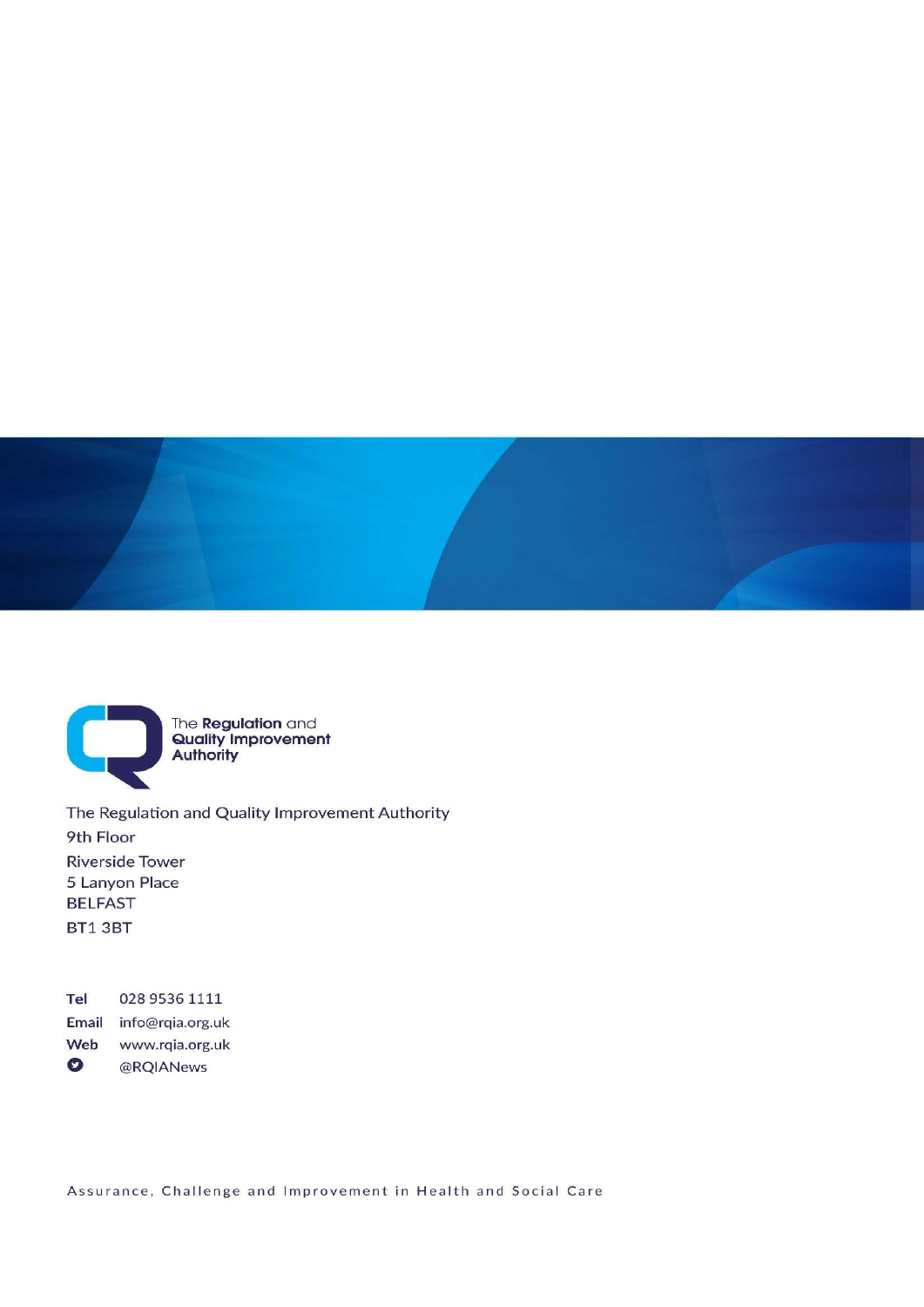The Regulation and Quality Improvement Authority

The Regulation and Quality Improvement Authority
9th Floor
Riverside Tower
5 Lanyon Place
BELFAST
BT1 3BT

**Tel** 028 9536 1111
**Email** info@rqia.org.uk
**Web** www.rqia.org.uk
@RQIANews

Assurance, Challenge and Improvement in Health and Social Care